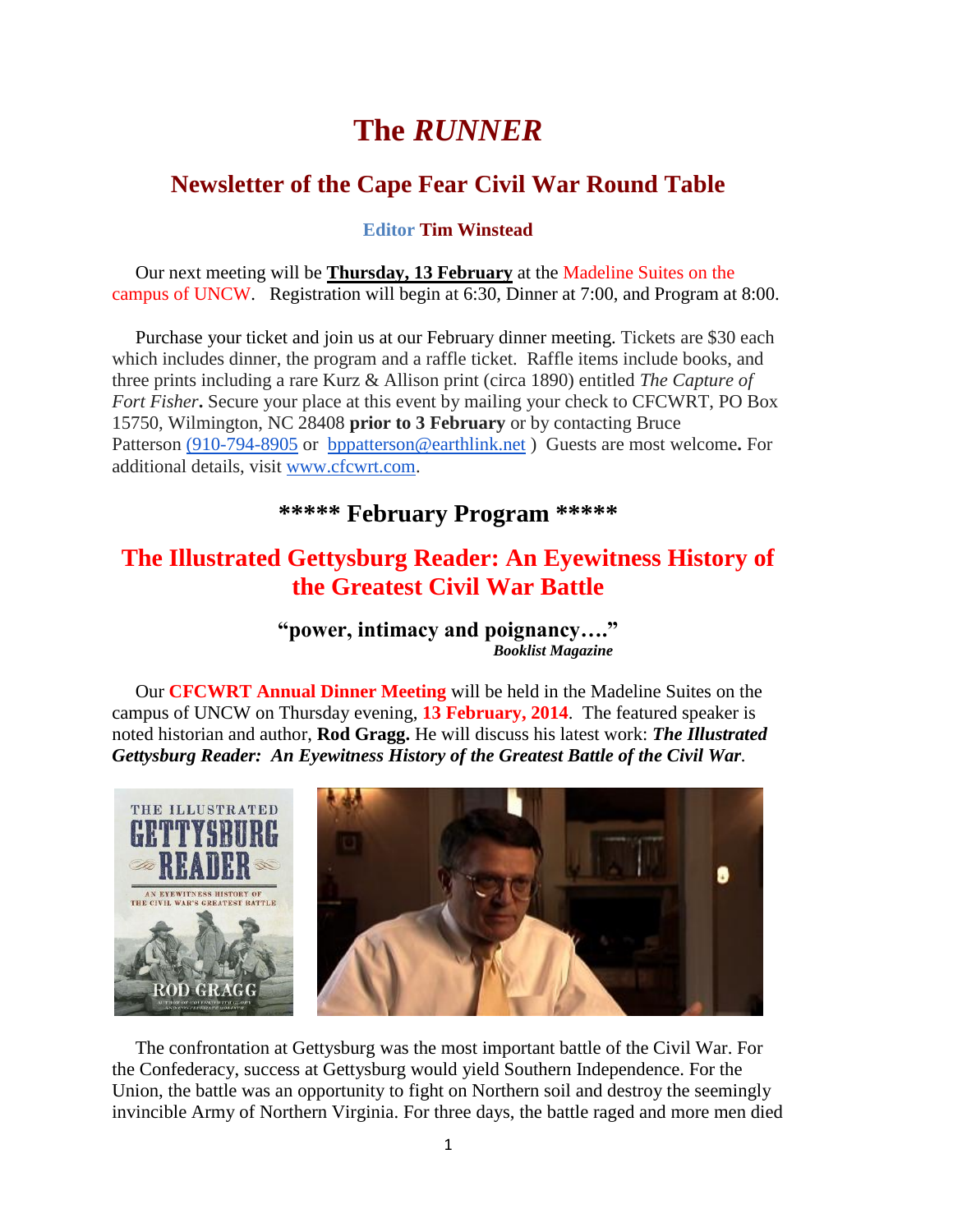# The *RUNNER*

## Newsletter of the Cape Fear Civil War Round Table

**Editor Tim Winstead**

Our next meeting will be **Thursday, 13 February** at the Madeline Suites on the campus of UNCW. Registration will begin at 6:30, Dinner at 7:00, and Program at 8:00.

Purchase your ticket and join us at our February dinner meeting. Tickets are $30 each which includes dinner, the program and a raffle ticket. Raffle items include books, and three prints including a rare Kurz & Allison print (circa 1890) entitled *The Capture of Fort Fisher***.** Secure your place at this event by mailing your check to CFCWRT, PO Box 15750, Wilmington, NC 28408 **prior to 3 February** or by contacting Bruce Patterson (910-794-8905 or bppatterson@earthlink.net ) Guests are most welcome**.** For additional details, visit www.cfcwrt.com.

## ***** February Program *****

## The Illustrated Gettysburg Reader: An Eyewitness History of the Greatest Civil War Battle

**"power, intimacy and poignancy…."**
***Booklist Magazine***

Our **CFCWRT Annual Dinner Meeting** will be held in the Madeline Suites on the campus of UNCW on Thursday evening, **13 February, 2014**. The featured speaker is noted historian and author, **Rod Gragg.** He will discuss his latest work: ***The Illustrated Gettysburg Reader: An Eyewitness History of the Greatest Battle of the Civil War***.

The confrontation at Gettysburg was the most important battle of the Civil War. For the Confederacy, success at Gettysburg would yield Southern Independence. For the Union, the battle was an opportunity to fight on Northern soil and destroy the seemingly invincible Army of Northern Virginia. For three days, the battle raged and more men died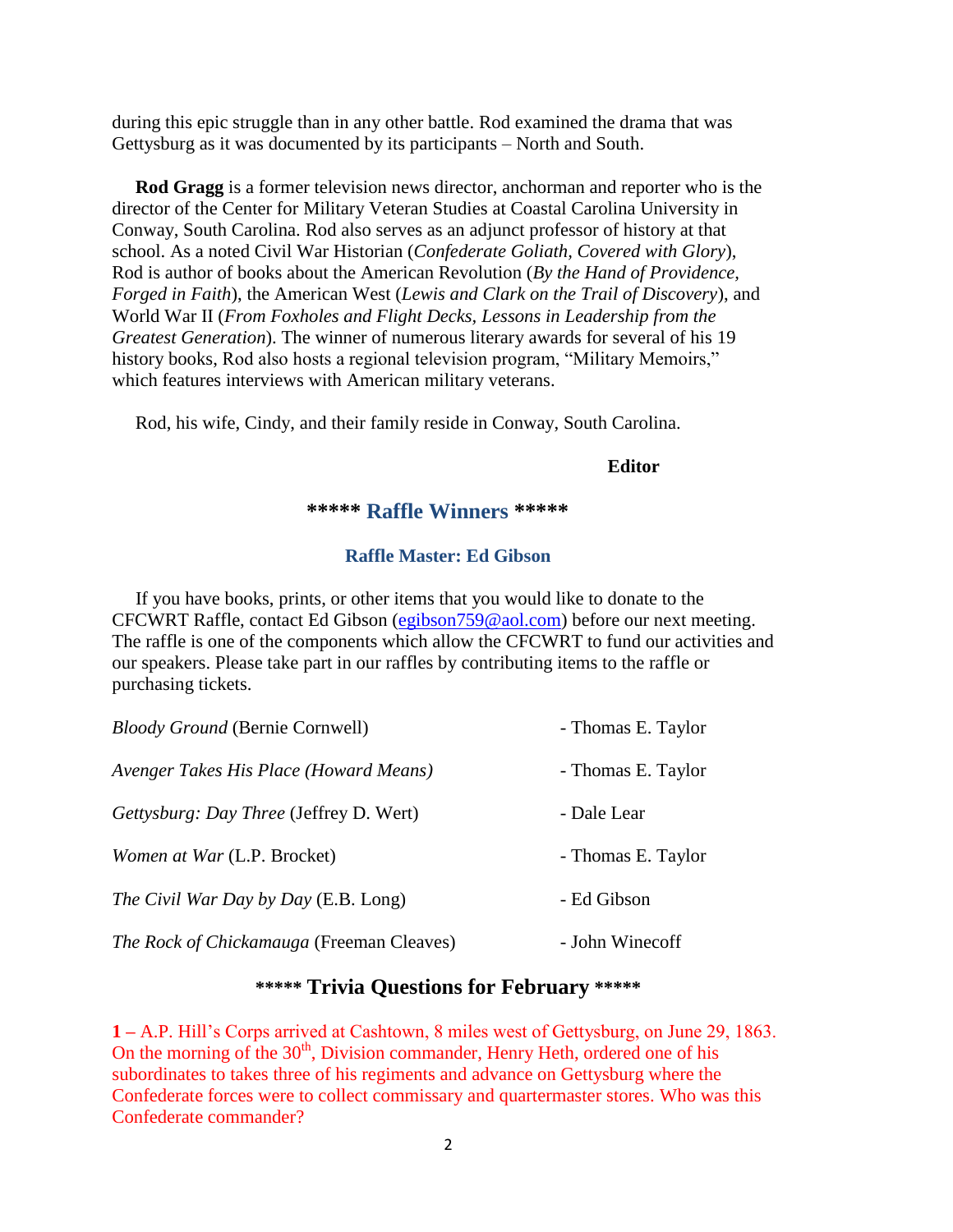during this epic struggle than in any other battle. Rod examined the drama that was Gettysburg as it was documented by its participants – North and South.

**Rod Gragg** is a former television news director, anchorman and reporter who is the director of the Center for Military Veteran Studies at Coastal Carolina University in Conway, South Carolina. Rod also serves as an adjunct professor of history at that school. As a noted Civil War Historian (*Confederate Goliath, Covered with Glory*), Rod is author of books about the American Revolution (*By the Hand of Providence, Forged in Faith*), the American West (*Lewis and Clark on the Trail of Discovery*), and World War II (*From Foxholes and Flight Decks, Lessons in Leadership from the Greatest Generation*). The winner of numerous literary awards for several of his 19 history books, Rod also hosts a regional television program, "Military Memoirs," which features interviews with American military veterans.

Rod, his wife, Cindy, and their family reside in Conway, South Carolina.

**Editor**

## ***** Raffle Winners *****

### Raffle Master: Ed Gibson

If you have books, prints, or other items that you would like to donate to the CFCWRT Raffle, contact Ed Gibson (egibson759@aol.com) before our next meeting. The raffle is one of the components which allow the CFCWRT to fund our activities and our speakers. Please take part in our raffles by contributing items to the raffle or purchasing tickets.

| | |
|---|---|
| *Bloody Ground* (Bernie Cornwell) | - Thomas E. Taylor |
| *Avenger Takes His Place (Howard Means)* | - Thomas E. Taylor |
| *Gettysburg: Day Three* (Jeffrey D. Wert) | - Dale Lear |
| *Women at War* (L.P. Brocket) | - Thomas E. Taylor |
| *The Civil War Day by Day* (E.B. Long) | - Ed Gibson |
| *The Rock of Chickamauga* (Freeman Cleaves) | - John Winecoff |

## ***** Trivia Questions for February *****

**1 –** A.P. Hill's Corps arrived at Cashtown, 8 miles west of Gettysburg, on June 29, 1863. On the morning of the 30th, Division commander, Henry Heth, ordered one of his subordinates to takes three of his regiments and advance on Gettysburg where the Confederate forces were to collect commissary and quartermaster stores. Who was this Confederate commander?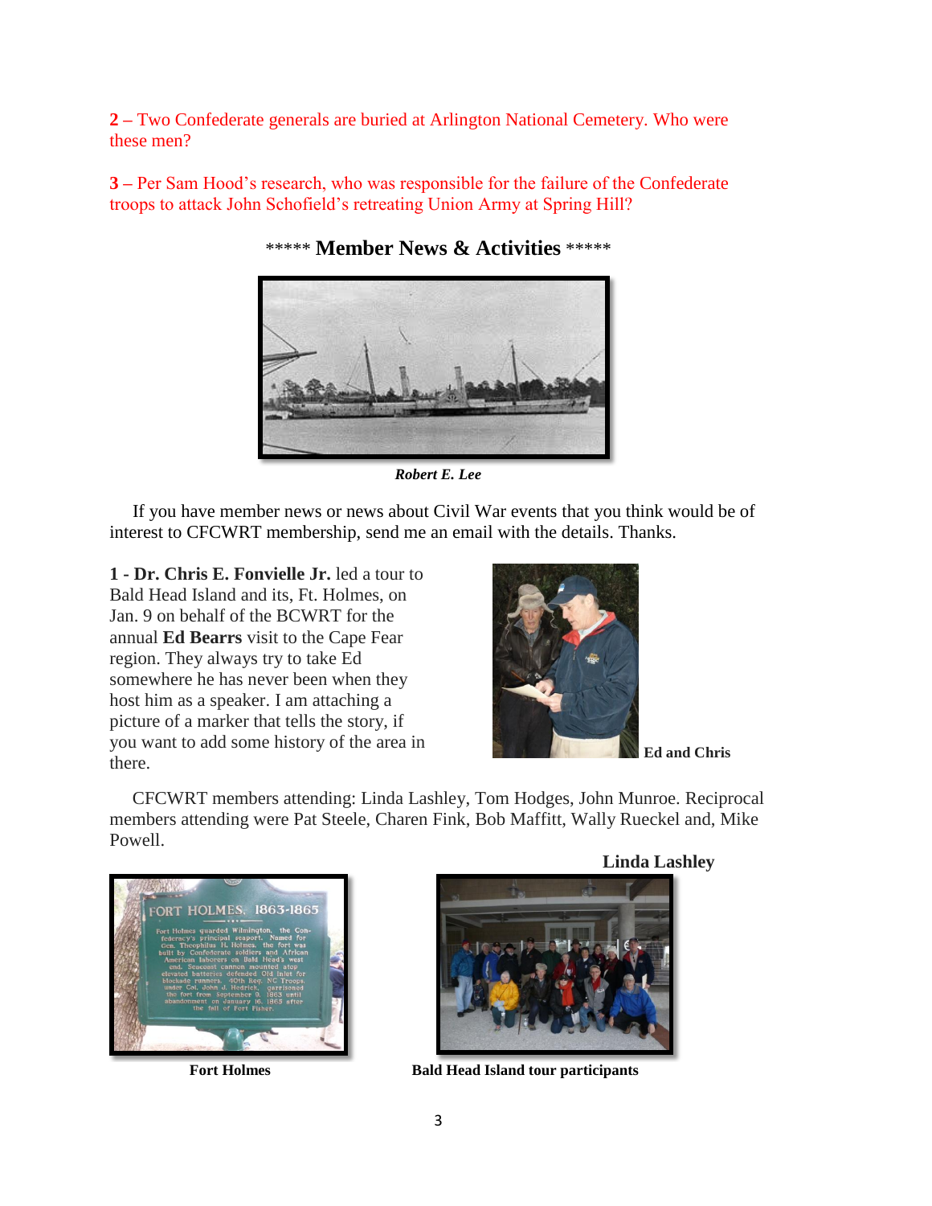**2 –** Two Confederate generals are buried at Arlington National Cemetery. Who were these men?

**3 –** Per Sam Hood's research, who was responsible for the failure of the Confederate troops to attack John Schofield's retreating Union Army at Spring Hill?

## \*\*\*\*\* Member News & Activities \*\*\*\*\*

***Robert E. Lee***

If you have member news or news about Civil War events that you think would be of interest to CFCWRT membership, send me an email with the details. Thanks.

**1 - Dr. Chris E. Fonvielle Jr.** led a tour to Bald Head Island and its, Ft. Holmes, on Jan. 9 on behalf of the BCWRT for the annual **Ed Bearrs** visit to the Cape Fear region. They always try to take Ed somewhere he has never been when they host him as a speaker. I am attaching a picture of a marker that tells the story, if you want to add some history of the area in there.

**Ed and Chris**

CFCWRT members attending: Linda Lashley, Tom Hodges, John Munroe. Reciprocal members attending were Pat Steele, Charen Fink, Bob Maffitt, Wally Rueckel and, Mike Powell.

**Linda Lashley**

**Fort Holmes**

**Bald Head Island tour participants**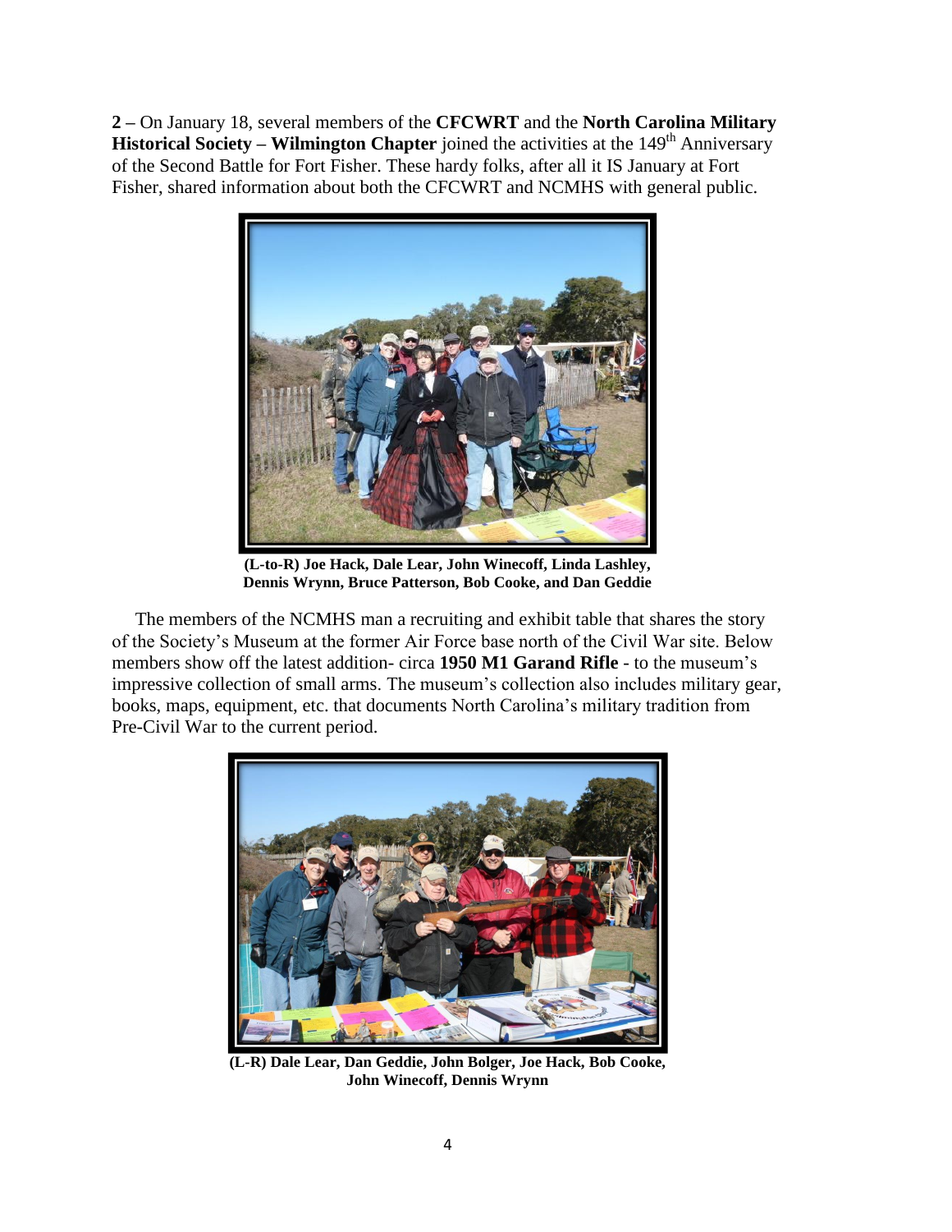**2 –** On January 18, several members of the **CFCWRT** and the **North Carolina Military Historical Society – Wilmington Chapter** joined the activities at the 149th Anniversary of the Second Battle for Fort Fisher. These hardy folks, after all it IS January at Fort Fisher, shared information about both the CFCWRT and NCMHS with general public.

**(L-to-R) Joe Hack, Dale Lear, John Winecoff, Linda Lashley, Dennis Wrynn, Bruce Patterson, Bob Cooke, and Dan Geddie**

The members of the NCMHS man a recruiting and exhibit table that shares the story of the Society's Museum at the former Air Force base north of the Civil War site. Below members show off the latest addition- circa **1950 M1 Garand Rifle** - to the museum's impressive collection of small arms. The museum's collection also includes military gear, books, maps, equipment, etc. that documents North Carolina's military tradition from Pre-Civil War to the current period.

**(L-R) Dale Lear, Dan Geddie, John Bolger, Joe Hack, Bob Cooke, John Winecoff, Dennis Wrynn**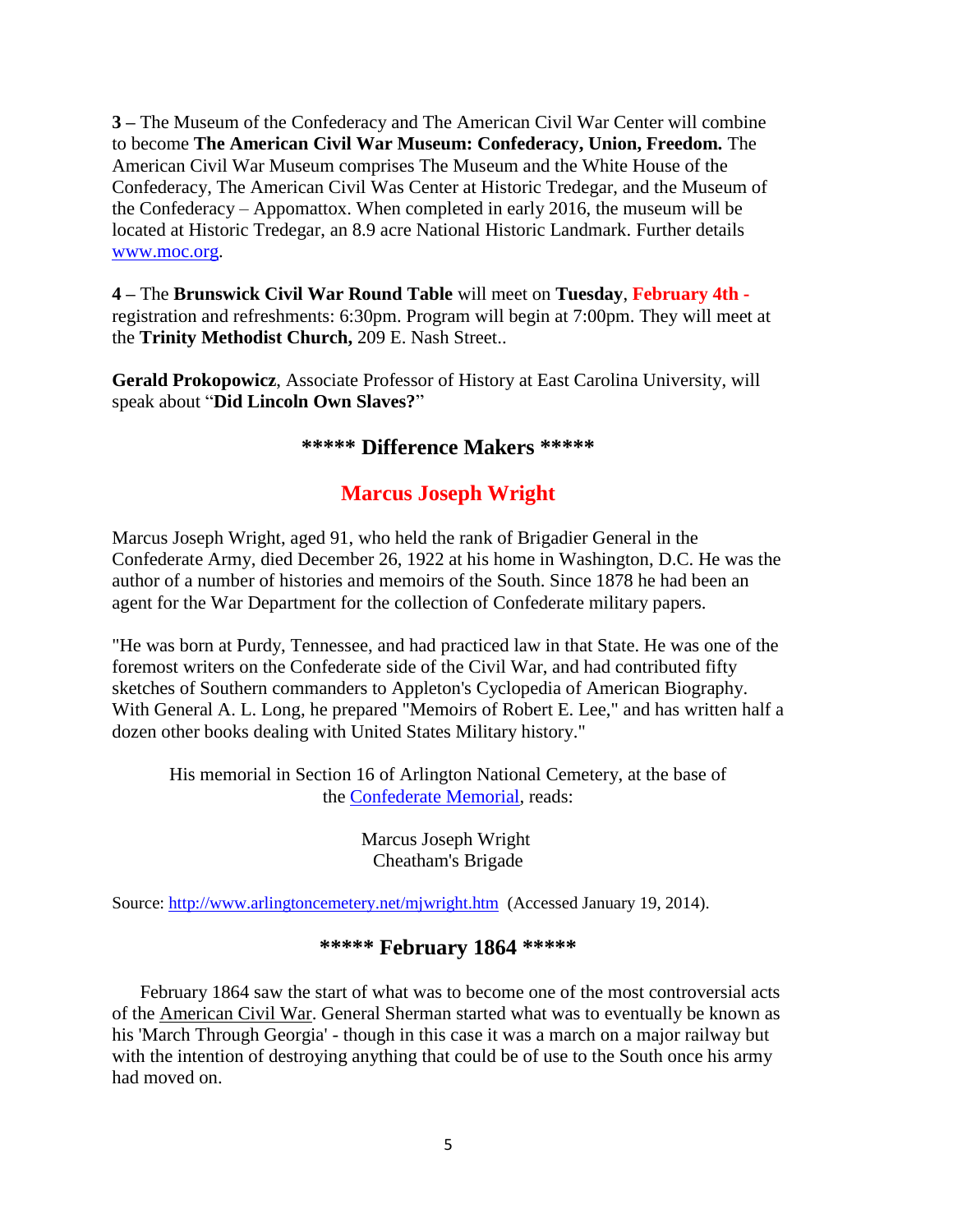**3 –** The Museum of the Confederacy and The American Civil War Center will combine to become **The American Civil War Museum: Confederacy, Union, Freedom.** The American Civil War Museum comprises The Museum and the White House of the Confederacy, The American Civil Was Center at Historic Tredegar, and the Museum of the Confederacy – Appomattox. When completed in early 2016, the museum will be located at Historic Tredegar, an 8.9 acre National Historic Landmark. Further details [www.moc.org](http://www.moc.org).

**4 –** The **Brunswick Civil War Round Table** will meet on **Tuesday**, **February 4th -** registration and refreshments: 6:30pm. Program will begin at 7:00pm. They will meet at the **Trinity Methodist Church,** 209 E. Nash Street..

**Gerald Prokopowicz**, Associate Professor of History at East Carolina University, will speak about "**Did Lincoln Own Slaves?**"

## ***** Difference Makers *****

## Marcus Joseph Wright

Marcus Joseph Wright, aged 91, who held the rank of Brigadier General in the Confederate Army, died December 26, 1922 at his home in Washington, D.C. He was the author of a number of histories and memoirs of the South. Since 1878 he had been an agent for the War Department for the collection of Confederate military papers.

"He was born at Purdy, Tennessee, and had practiced law in that State. He was one of the foremost writers on the Confederate side of the Civil War, and had contributed fifty sketches of Southern commanders to Appleton's Cyclopedia of American Biography. With General A. L. Long, he prepared "Memoirs of Robert E. Lee," and has written half a dozen other books dealing with United States Military history."

His memorial in Section 16 of Arlington National Cemetery, at the base of the [Confederate Memorial](), reads:

Marcus Joseph Wright
Cheatham's Brigade

Source: [http://www.arlingtoncemetery.net/mjwright.htm](http://www.arlingtoncemetery.net/mjwright.htm) (Accessed January 19, 2014).

## ***** February 1864 *****

February 1864 saw the start of what was to become one of the most controversial acts of the American Civil War. General Sherman started what was to eventually be known as his 'March Through Georgia' - though in this case it was a march on a major railway but with the intention of destroying anything that could be of use to the South once his army had moved on.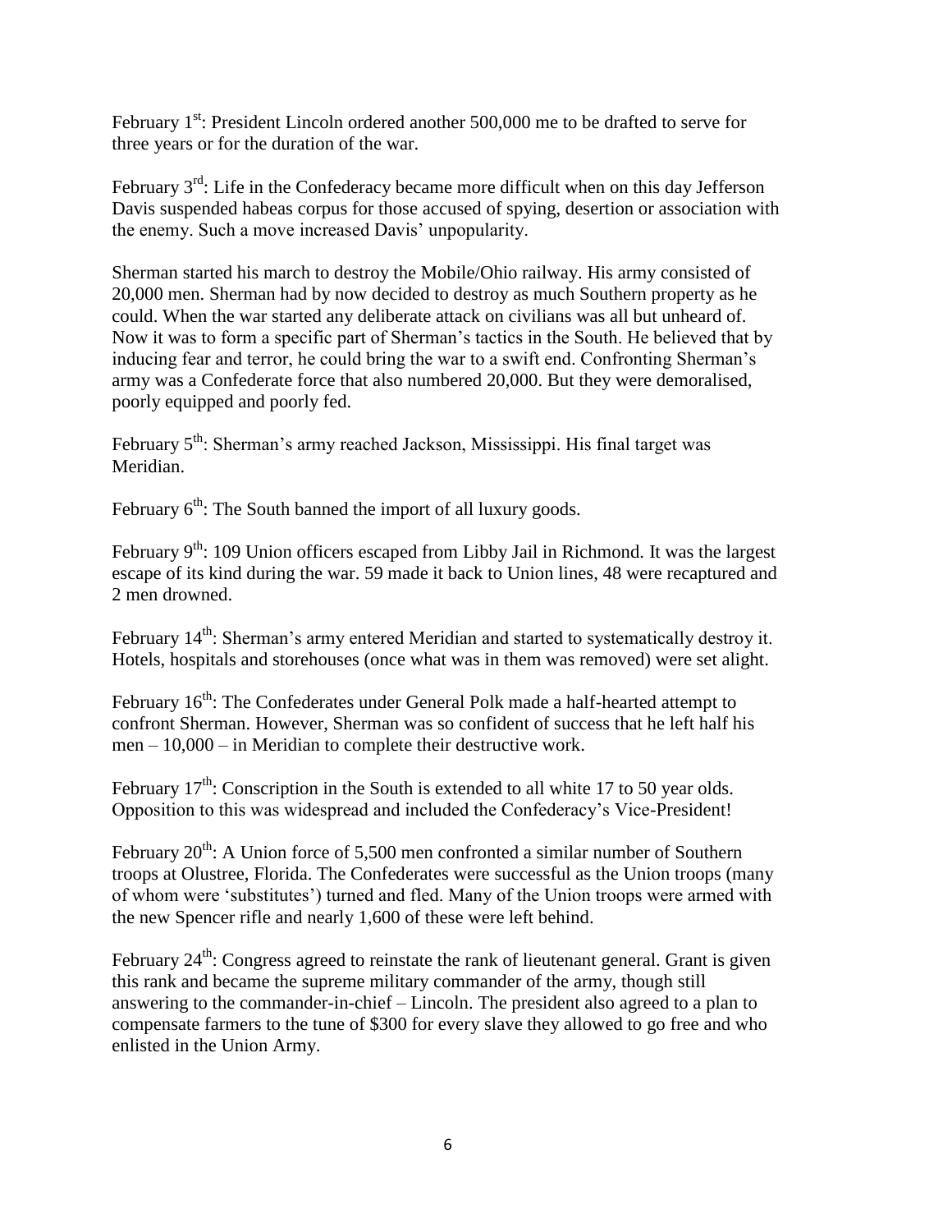February 1st: President Lincoln ordered another 500,000 me to be drafted to serve for three years or for the duration of the war.

February 3rd: Life in the Confederacy became more difficult when on this day Jefferson Davis suspended habeas corpus for those accused of spying, desertion or association with the enemy. Such a move increased Davis' unpopularity.

Sherman started his march to destroy the Mobile/Ohio railway. His army consisted of 20,000 men. Sherman had by now decided to destroy as much Southern property as he could. When the war started any deliberate attack on civilians was all but unheard of. Now it was to form a specific part of Sherman's tactics in the South. He believed that by inducing fear and terror, he could bring the war to a swift end. Confronting Sherman's army was a Confederate force that also numbered 20,000. But they were demoralised, poorly equipped and poorly fed.

February 5th: Sherman's army reached Jackson, Mississippi. His final target was Meridian.

February 6th: The South banned the import of all luxury goods.

February 9th: 109 Union officers escaped from Libby Jail in Richmond. It was the largest escape of its kind during the war. 59 made it back to Union lines, 48 were recaptured and 2 men drowned.

February 14th: Sherman's army entered Meridian and started to systematically destroy it. Hotels, hospitals and storehouses (once what was in them was removed) were set alight.

February 16th: The Confederates under General Polk made a half-hearted attempt to confront Sherman. However, Sherman was so confident of success that he left half his men – 10,000 – in Meridian to complete their destructive work.

February 17th: Conscription in the South is extended to all white 17 to 50 year olds. Opposition to this was widespread and included the Confederacy's Vice-President!

February 20th: A Union force of 5,500 men confronted a similar number of Southern troops at Olustree, Florida. The Confederates were successful as the Union troops (many of whom were 'substitutes') turned and fled. Many of the Union troops were armed with the new Spencer rifle and nearly 1,600 of these were left behind.

February 24th: Congress agreed to reinstate the rank of lieutenant general. Grant is given this rank and became the supreme military commander of the army, though still answering to the commander-in-chief – Lincoln. The president also agreed to a plan to compensate farmers to the tune of $300 for every slave they allowed to go free and who enlisted in the Union Army.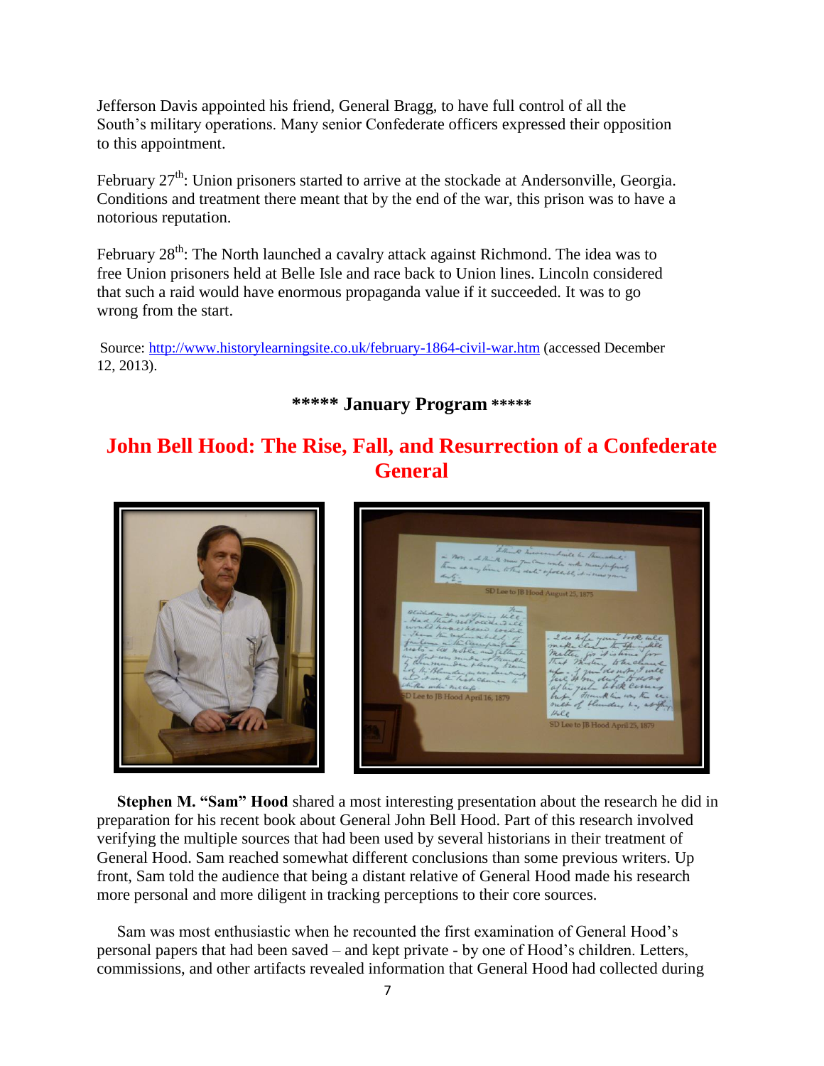Jefferson Davis appointed his friend, General Bragg, to have full control of all the South's military operations. Many senior Confederate officers expressed their opposition to this appointment.

February 27th: Union prisoners started to arrive at the stockade at Andersonville, Georgia. Conditions and treatment there meant that by the end of the war, this prison was to have a notorious reputation.

February 28th: The North launched a cavalry attack against Richmond. The idea was to free Union prisoners held at Belle Isle and race back to Union lines. Lincoln considered that such a raid would have enormous propaganda value if it succeeded. It was to go wrong from the start.

Source: http://www.historylearningsite.co.uk/february-1864-civil-war.htm (accessed December 12, 2013).

**\*\*\*\*\* January Program \*\*\*\*\***

## John Bell Hood: The Rise, Fall, and Resurrection of a Confederate General

**Stephen M. "Sam" Hood** shared a most interesting presentation about the research he did in preparation for his recent book about General John Bell Hood. Part of this research involved verifying the multiple sources that had been used by several historians in their treatment of General Hood. Sam reached somewhat different conclusions than some previous writers. Up front, Sam told the audience that being a distant relative of General Hood made his research more personal and more diligent in tracking perceptions to their core sources.

Sam was most enthusiastic when he recounted the first examination of General Hood's personal papers that had been saved – and kept private - by one of Hood's children. Letters, commissions, and other artifacts revealed information that General Hood had collected during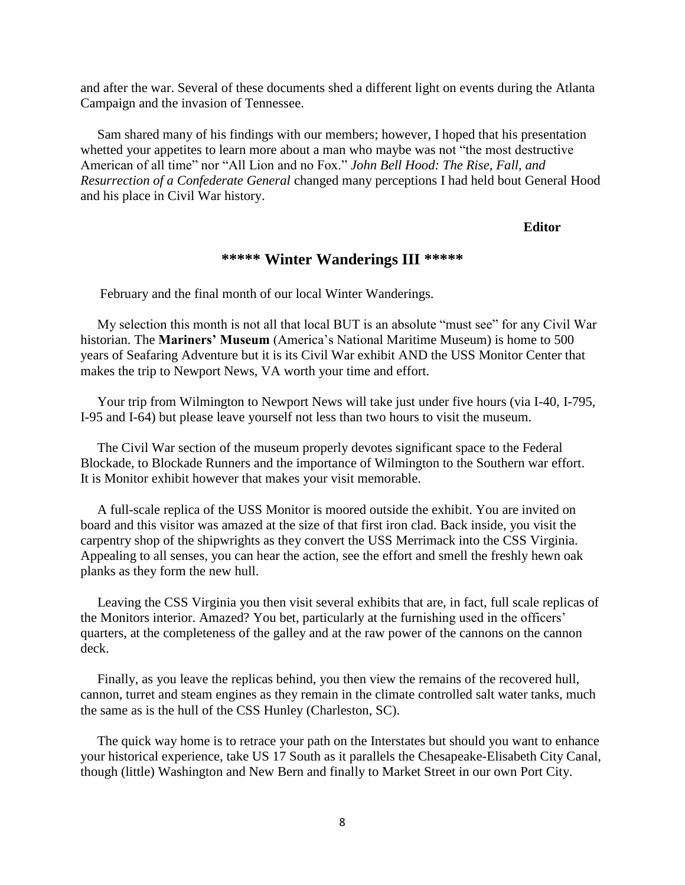and after the war. Several of these documents shed a different light on events during the Atlanta Campaign and the invasion of Tennessee.

Sam shared many of his findings with our members; however, I hoped that his presentation whetted your appetites to learn more about a man who maybe was not "the most destructive American of all time" nor "All Lion and no Fox." *John Bell Hood: The Rise, Fall, and Resurrection of a Confederate General* changed many perceptions I had held bout General Hood and his place in Civil War history.

**Editor**

## ***** Winter Wanderings III *****

February and the final month of our local Winter Wanderings.

My selection this month is not all that local BUT is an absolute "must see" for any Civil War historian. The **Mariners' Museum** (America's National Maritime Museum) is home to 500 years of Seafaring Adventure but it is its Civil War exhibit AND the USS Monitor Center that makes the trip to Newport News, VA worth your time and effort.

Your trip from Wilmington to Newport News will take just under five hours (via I-40, I-795, I-95 and I-64) but please leave yourself not less than two hours to visit the museum.

The Civil War section of the museum properly devotes significant space to the Federal Blockade, to Blockade Runners and the importance of Wilmington to the Southern war effort. It is Monitor exhibit however that makes your visit memorable.

A full-scale replica of the USS Monitor is moored outside the exhibit. You are invited on board and this visitor was amazed at the size of that first iron clad. Back inside, you visit the carpentry shop of the shipwrights as they convert the USS Merrimack into the CSS Virginia. Appealing to all senses, you can hear the action, see the effort and smell the freshly hewn oak planks as they form the new hull.

Leaving the CSS Virginia you then visit several exhibits that are, in fact, full scale replicas of the Monitors interior. Amazed? You bet, particularly at the furnishing used in the officers' quarters, at the completeness of the galley and at the raw power of the cannons on the cannon deck.

Finally, as you leave the replicas behind, you then view the remains of the recovered hull, cannon, turret and steam engines as they remain in the climate controlled salt water tanks, much the same as is the hull of the CSS Hunley (Charleston, SC).

The quick way home is to retrace your path on the Interstates but should you want to enhance your historical experience, take US 17 South as it parallels the Chesapeake-Elisabeth City Canal, though (little) Washington and New Bern and finally to Market Street in our own Port City.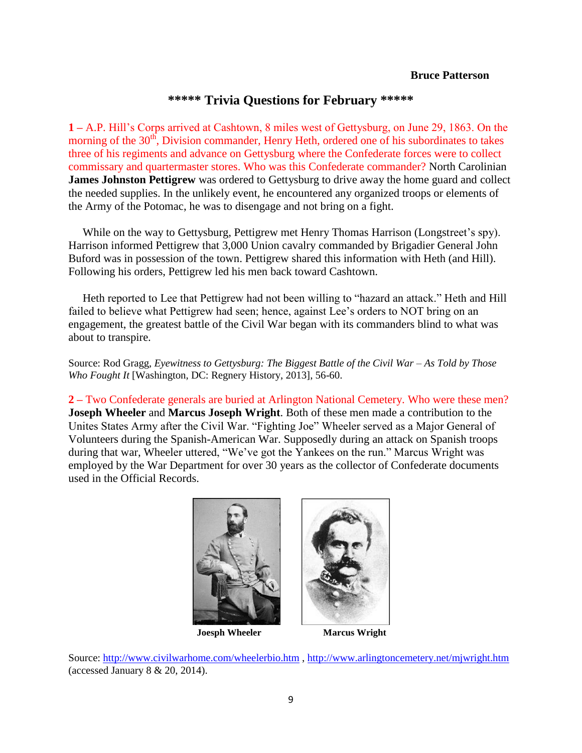**Bruce Patterson**

## ***** Trivia Questions for February *****

**1 –** A.P. Hill's Corps arrived at Cashtown, 8 miles west of Gettysburg, on June 29, 1863. On the morning of the 30th, Division commander, Henry Heth, ordered one of his subordinates to takes three of his regiments and advance on Gettysburg where the Confederate forces were to collect commissary and quartermaster stores. Who was this Confederate commander? North Carolinian **James Johnston Pettigrew** was ordered to Gettysburg to drive away the home guard and collect the needed supplies. In the unlikely event, he encountered any organized troops or elements of the Army of the Potomac, he was to disengage and not bring on a fight.

While on the way to Gettysburg, Pettigrew met Henry Thomas Harrison (Longstreet's spy). Harrison informed Pettigrew that 3,000 Union cavalry commanded by Brigadier General John Buford was in possession of the town. Pettigrew shared this information with Heth (and Hill). Following his orders, Pettigrew led his men back toward Cashtown.

Heth reported to Lee that Pettigrew had not been willing to "hazard an attack." Heth and Hill failed to believe what Pettigrew had seen; hence, against Lee's orders to NOT bring on an engagement, the greatest battle of the Civil War began with its commanders blind to what was about to transpire.

Source: Rod Gragg, *Eyewitness to Gettysburg: The Biggest Battle of the Civil War – As Told by Those Who Fought It* [Washington, DC: Regnery History, 2013], 56-60.

**2 –** Two Confederate generals are buried at Arlington National Cemetery. Who were these men? **Joseph Wheeler** and **Marcus Joseph Wright**. Both of these men made a contribution to the Unites States Army after the Civil War. "Fighting Joe" Wheeler served as a Major General of Volunteers during the Spanish-American War. Supposedly during an attack on Spanish troops during that war, Wheeler uttered, "We've got the Yankees on the run." Marcus Wright was employed by the War Department for over 30 years as the collector of Confederate documents used in the Official Records.

**Joesph Wheeler** **Marcus Wright**

Source: http://www.civilwarhome.com/wheelerbio.htm , http://www.arlingtoncemetery.net/mjwright.htm (accessed January 8 & 20, 2014).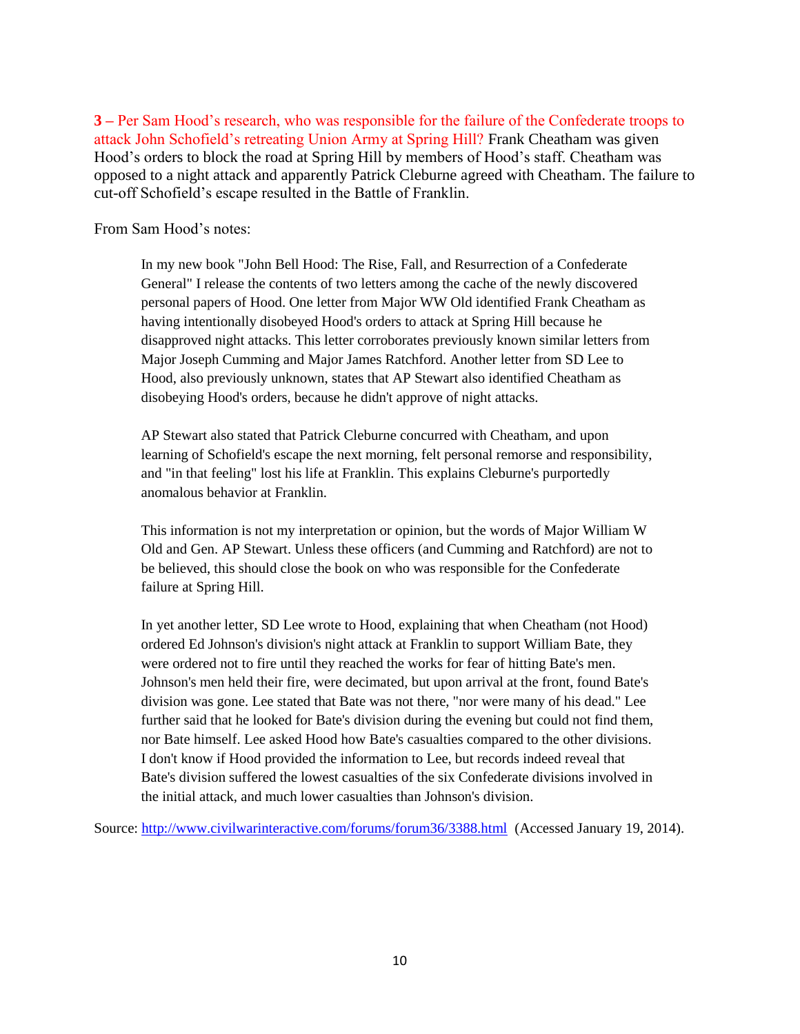**3 –** Per Sam Hood's research, who was responsible for the failure of the Confederate troops to attack John Schofield's retreating Union Army at Spring Hill? Frank Cheatham was given Hood's orders to block the road at Spring Hill by members of Hood's staff. Cheatham was opposed to a night attack and apparently Patrick Cleburne agreed with Cheatham. The failure to cut-off Schofield's escape resulted in the Battle of Franklin.

From Sam Hood's notes:

> In my new book "John Bell Hood: The Rise, Fall, and Resurrection of a Confederate General" I release the contents of two letters among the cache of the newly discovered personal papers of Hood. One letter from Major WW Old identified Frank Cheatham as having intentionally disobeyed Hood's orders to attack at Spring Hill because he disapproved night attacks. This letter corroborates previously known similar letters from Major Joseph Cumming and Major James Ratchford. Another letter from SD Lee to Hood, also previously unknown, states that AP Stewart also identified Cheatham as disobeying Hood's orders, because he didn't approve of night attacks.
>
> AP Stewart also stated that Patrick Cleburne concurred with Cheatham, and upon learning of Schofield's escape the next morning, felt personal remorse and responsibility, and "in that feeling" lost his life at Franklin. This explains Cleburne's purportedly anomalous behavior at Franklin.
>
> This information is not my interpretation or opinion, but the words of Major William W Old and Gen. AP Stewart. Unless these officers (and Cumming and Ratchford) are not to be believed, this should close the book on who was responsible for the Confederate failure at Spring Hill.
>
> In yet another letter, SD Lee wrote to Hood, explaining that when Cheatham (not Hood) ordered Ed Johnson's division's night attack at Franklin to support William Bate, they were ordered not to fire until they reached the works for fear of hitting Bate's men. Johnson's men held their fire, were decimated, but upon arrival at the front, found Bate's division was gone. Lee stated that Bate was not there, "nor were many of his dead." Lee further said that he looked for Bate's division during the evening but could not find them, nor Bate himself. Lee asked Hood how Bate's casualties compared to the other divisions. I don't know if Hood provided the information to Lee, but records indeed reveal that Bate's division suffered the lowest casualties of the six Confederate divisions involved in the initial attack, and much lower casualties than Johnson's division.

Source: http://www.civilwarinteractive.com/forums/forum36/3388.html (Accessed January 19, 2014).